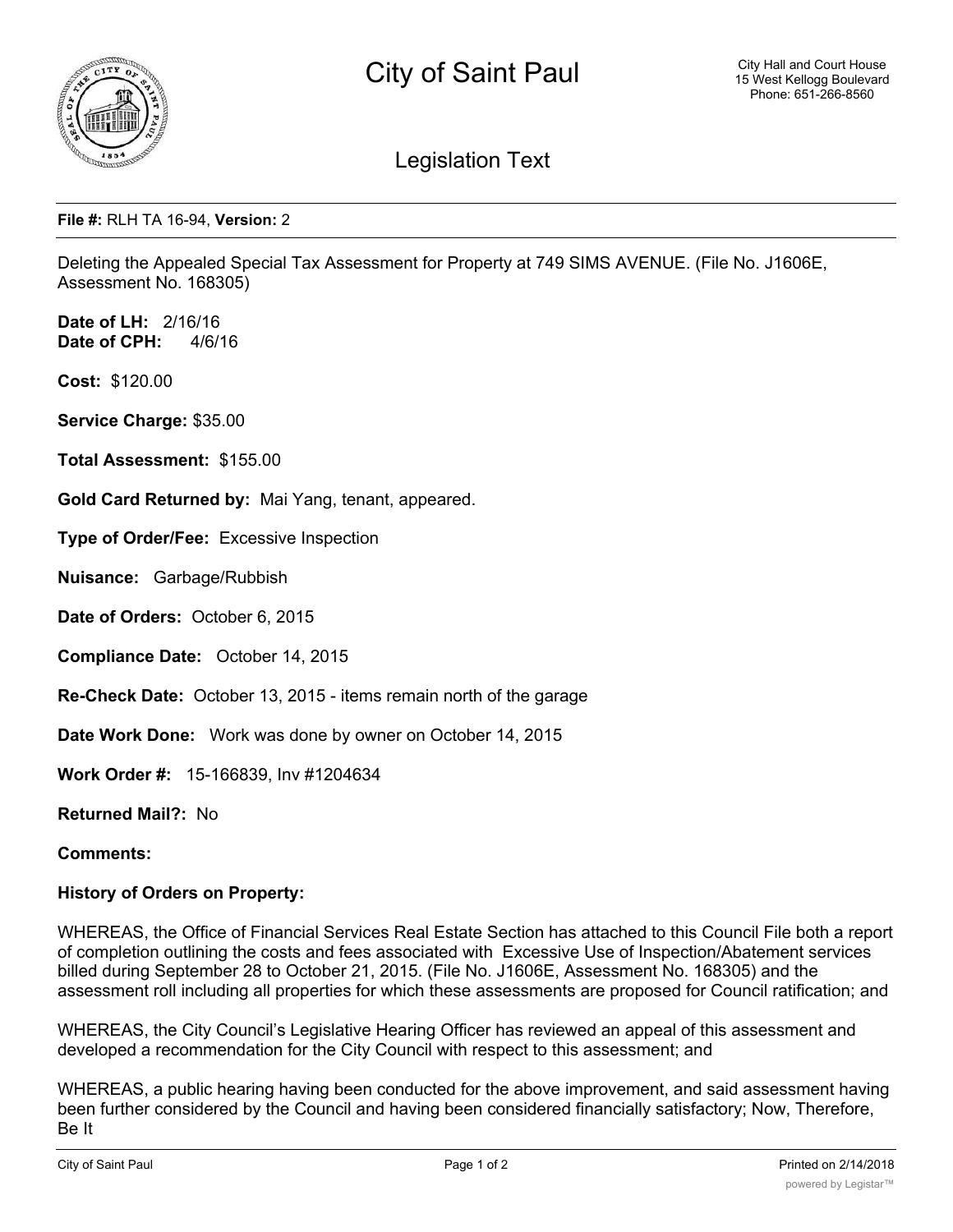# City of Saint Paul

City Hall and Court House
15 West Kellogg Boulevard
Phone: 651-266-8560

## Legislation Text

**File #:** RLH TA 16-94, **Version:** 2

Deleting the Appealed Special Tax Assessment for Property at 749 SIMS AVENUE. (File No. J1606E, Assessment No. 168305)

**Date of LH:** 2/16/16
**Date of CPH:** 4/6/16

**Cost:** $120.00

**Service Charge:** $35.00

**Total Assessment:** $155.00

**Gold Card Returned by:** Mai Yang, tenant, appeared.

**Type of Order/Fee:** Excessive Inspection

**Nuisance:** Garbage/Rubbish

**Date of Orders:** October 6, 2015

**Compliance Date:** October 14, 2015

**Re-Check Date:** October 13, 2015 - items remain north of the garage

**Date Work Done:** Work was done by owner on October 14, 2015

**Work Order #:** 15-166839, Inv #1204634

**Returned Mail?:** No

**Comments:**

**History of Orders on Property:**

WHEREAS, the Office of Financial Services Real Estate Section has attached to this Council File both a report of completion outlining the costs and fees associated with Excessive Use of Inspection/Abatement services billed during September 28 to October 21, 2015. (File No. J1606E, Assessment No. 168305) and the assessment roll including all properties for which these assessments are proposed for Council ratification; and

WHEREAS, the City Council's Legislative Hearing Officer has reviewed an appeal of this assessment and developed a recommendation for the City Council with respect to this assessment; and

WHEREAS, a public hearing having been conducted for the above improvement, and said assessment having been further considered by the Council and having been considered financially satisfactory; Now, Therefore, Be It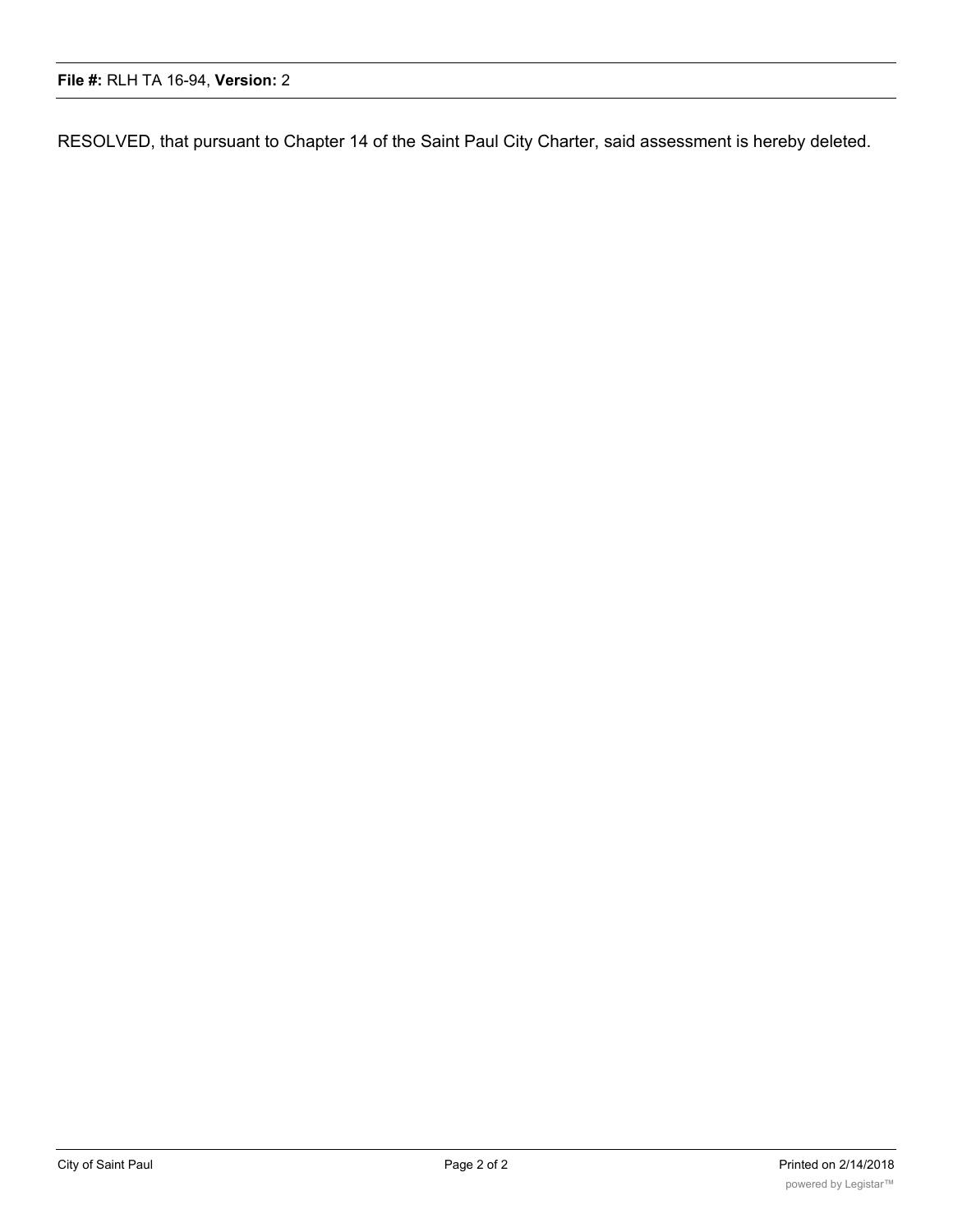RESOLVED, that pursuant to Chapter 14 of the Saint Paul City Charter, said assessment is hereby deleted.